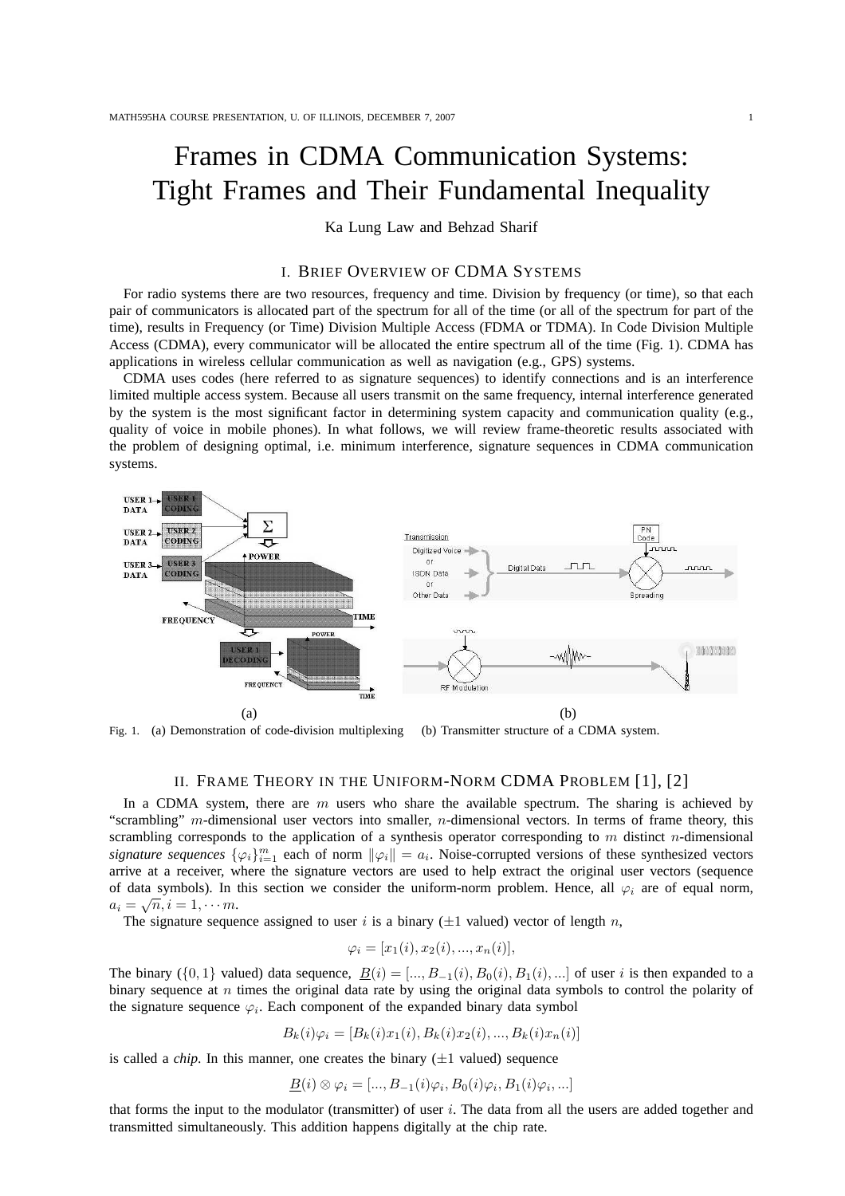# Frames in CDMA Communication Systems: Tight Frames and Their Fundamental Inequality

Ka Lung Law and Behzad Sharif

## I. Brief Overview of CDMA Systems

For radio systems there are two resources, frequency and time. Division by frequency (or time), so that each pair of communicators is allocated part of the spectrum for all of the time (or all of the spectrum for part of the time), results in Frequency (or Time) Division Multiple Access (FDMA or TDMA). In Code Division Multiple Access (CDMA), every communicator will be allocated the entire spectrum all of the time (Fig. 1). CDMA has applications in wireless cellular communication as well as navigation (e.g., GPS) systems.

CDMA uses codes (here referred to as signature sequences) to identify connections and is an interference limited multiple access system. Because all users transmit on the same frequency, internal interference generated by the system is the most significant factor in determining system capacity and communication quality (e.g., quality of voice in mobile phones). In what follows, we will review frame-theoretic results associated with the problem of designing optimal, i.e. minimum interference, signature sequences in CDMA communication systems.

(a) (b)

Fig. 1. (a) Demonstration of code-division multiplexing (b) Transmitter structure of a CDMA system.

## II. Frame Theory in the Uniform-Norm CDMA Problem [1], [2]

In a CDMA system, there are $m$ users who share the available spectrum. The sharing is achieved by "scrambling" $m$-dimensional user vectors into smaller, $n$-dimensional vectors. In terms of frame theory, this scrambling corresponds to the application of a synthesis operator corresponding to $m$ distinct $n$-dimensional *signature sequences* $\{\varphi_i\}_{i=1}^m$ each of norm $\|\varphi_i\| = a_i$. Noise-corrupted versions of these synthesized vectors arrive at a receiver, where the signature vectors are used to help extract the original user vectors (sequence of data symbols). In this section we consider the uniform-norm problem. Hence, all $\varphi_i$ are of equal norm, $a_i = \sqrt{n}, i = 1, \cdots m$.

The signature sequence assigned to user $i$ is a binary ($\pm 1$ valued) vector of length $n$,

$$\varphi_i = [x_1(i), x_2(i), ..., x_n(i)],$$

The binary ($\{0, 1\}$ valued) data sequence, $\underline{B}(i) = [..., B_{-1}(i), B_0(i), B_1(i), ...]$ of user $i$ is then expanded to a binary sequence at $n$ times the original data rate by using the original data symbols to control the polarity of the signature sequence $\varphi_i$. Each component of the expanded binary data symbol

$$B_k(i)\varphi_i = [B_k(i)x_1(i), B_k(i)x_2(i), ..., B_k(i)x_n(i)]$$

is called a *chip*. In this manner, one creates the binary ($\pm 1$ valued) sequence

$$\underline{B}(i) \otimes \varphi_i = [..., B_{-1}(i)\varphi_i, B_0(i)\varphi_i, B_1(i)\varphi_i, ...]$$

that forms the input to the modulator (transmitter) of user $i$. The data from all the users are added together and transmitted simultaneously. This addition happens digitally at the chip rate.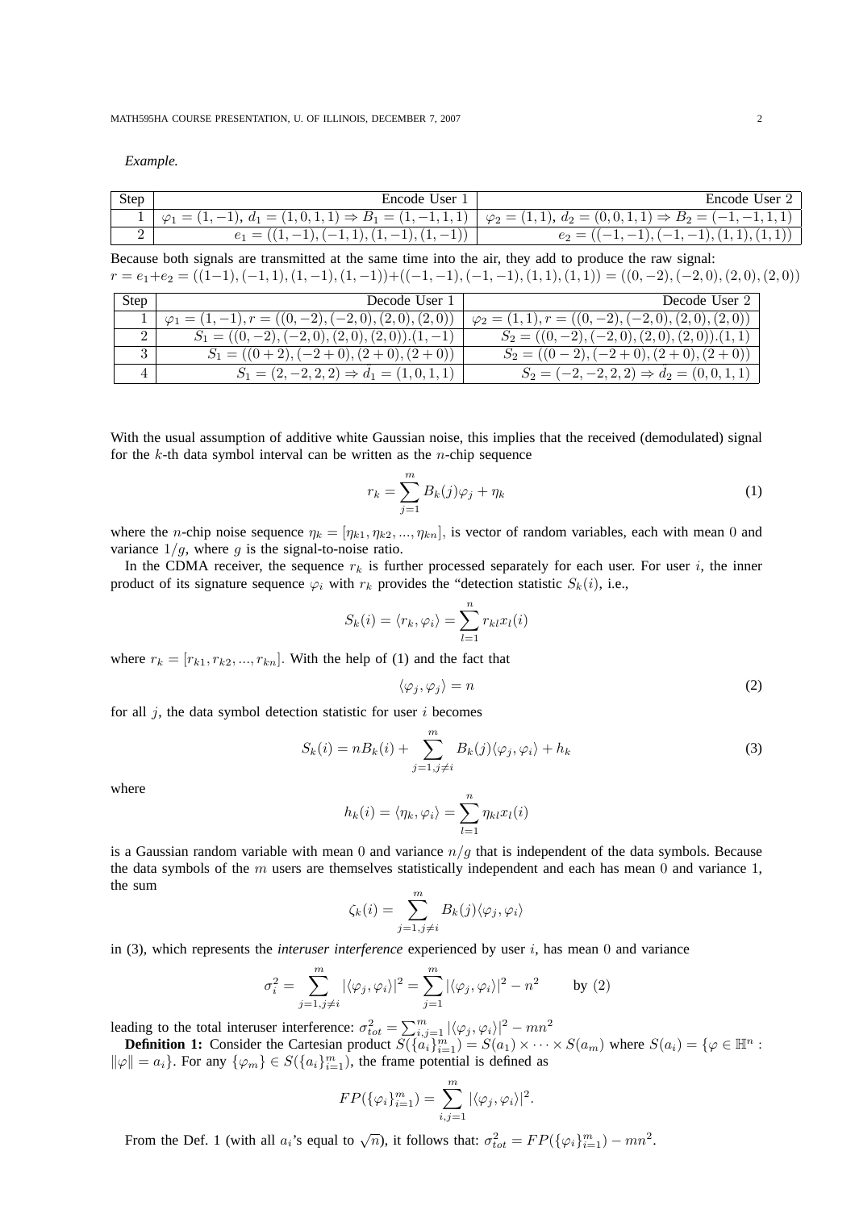*Example.*

| Step | Encode User 1 | Encode User 2 |
|---|---|---|
| 1 | $\varphi_1 = (1, -1)$, $d_1 = (1, 0, 1, 1) \Rightarrow B_1 = (1, -1, 1, 1)$ | $\varphi_2 = (1, 1)$, $d_2 = (0, 0, 1, 1) \Rightarrow B_2 = (-1, -1, 1, 1)$ |
| 2 | $e_1 = ((1, -1), (-1, 1), (1, -1), (1, -1))$ | $e_2 = ((-1, -1), (-1, -1), (1, 1), (1, 1))$ |

Because both signals are transmitted at the same time into the air, they add to produce the raw signal:
$r = e_1 + e_2 = ((1-1), (-1, 1), (1, -1), (1, -1)) + ((-1, -1), (-1, -1), (1, 1), (1, 1)) = ((0, -2), (-2, 0), (2, 0), (2, 0))$

| Step | Decode User 1 | Decode User 2 |
|---|---|---|
| 1 | $\varphi_1 = (1, -1), r = ((0, -2), (-2, 0), (2, 0), (2, 0))$ | $\varphi_2 = (1, 1), r = ((0, -2), (-2, 0), (2, 0), (2, 0))$ |
| 2 | $S_1 = ((0, -2), (-2, 0), (2, 0), (2, 0)).(1, -1)$ | $S_2 = ((0, -2), (-2, 0), (2, 0), (2, 0)).(1, 1)$ |
| 3 | $S_1 = ((0 + 2), (-2 + 0), (2 + 0), (2 + 0))$ | $S_2 = ((0 - 2), (-2 + 0), (2 + 0), (2 + 0))$ |
| 4 | $S_1 = (2, -2, 2, 2) \Rightarrow d_1 = (1, 0, 1, 1)$ | $S_2 = (-2, -2, 2, 2) \Rightarrow d_2 = (0, 0, 1, 1)$ |

With the usual assumption of additive white Gaussian noise, this implies that the received (demodulated) signal for the $k$-th data symbol interval can be written as the $n$-chip sequence

$$r_k = \sum_{j=1}^{m} B_k(j)\varphi_j + \eta_k \tag{1}$$

where the $n$-chip noise sequence $\eta_k = [\eta_{k1}, \eta_{k2}, ..., \eta_{kn}]$, is vector of random variables, each with mean $0$ and variance $1/g$, where $g$ is the signal-to-noise ratio.

In the CDMA receiver, the sequence $r_k$ is further processed separately for each user. For user $i$, the inner product of its signature sequence $\varphi_i$ with $r_k$ provides the "detection statistic $S_k(i)$, i.e.,

$$S_k(i) = \langle r_k, \varphi_i \rangle = \sum_{l=1}^{n} r_{kl} x_l(i)$$

where $r_k = [r_{k1}, r_{k2}, ..., r_{kn}]$. With the help of (1) and the fact that

$$\langle \varphi_j, \varphi_j \rangle = n \tag{2}$$

for all $j$, the data symbol detection statistic for user $i$ becomes

$$S_k(i) = nB_k(i) + \sum_{j=1, j\neq i}^{m} B_k(j)\langle \varphi_j, \varphi_i \rangle + h_k \tag{3}$$

where

$$h_k(i) = \langle \eta_k, \varphi_i \rangle = \sum_{l=1}^{n} \eta_{kl} x_l(i)$$

is a Gaussian random variable with mean $0$ and variance $n/g$ that is independent of the data symbols. Because the data symbols of the $m$ users are themselves statistically independent and each has mean $0$ and variance $1$, the sum

$$\zeta_k(i) = \sum_{j=1, j\neq i}^{m} B_k(j)\langle \varphi_j, \varphi_i \rangle$$

in (3), which represents the *interuser interference* experienced by user $i$, has mean $0$ and variance

$$\sigma_i^2 = \sum_{j=1, j\neq i}^{m} |\langle \varphi_j, \varphi_i \rangle|^2 = \sum_{j=1}^{m} |\langle \varphi_j, \varphi_i \rangle|^2 - n^2 \qquad \text{by (2)}$$

leading to the total interuser interference: $\sigma_{tot}^2 = \sum_{i,j=1}^{m} |\langle \varphi_j, \varphi_i \rangle|^2 - mn^2$

**Definition 1:** Consider the Cartesian product $S(\{a_i\}_{i=1}^m) = S(a_1) \times \cdots \times S(a_m)$ where $S(a_i) = \{\varphi \in \mathbb{H}^n : \|\varphi\| = a_i\}$. For any $\{\varphi_m\} \in S(\{a_i\}_{i=1}^m)$, the frame potential is defined as

$$FP(\{\varphi_i\}_{i=1}^m) = \sum_{i,j=1}^{m} |\langle \varphi_j, \varphi_i \rangle|^2.$$

From the Def. 1 (with all $a_i$'s equal to $\sqrt{n}$), it follows that: $\sigma_{tot}^2 = FP(\{\varphi_i\}_{i=1}^m) - mn^2$.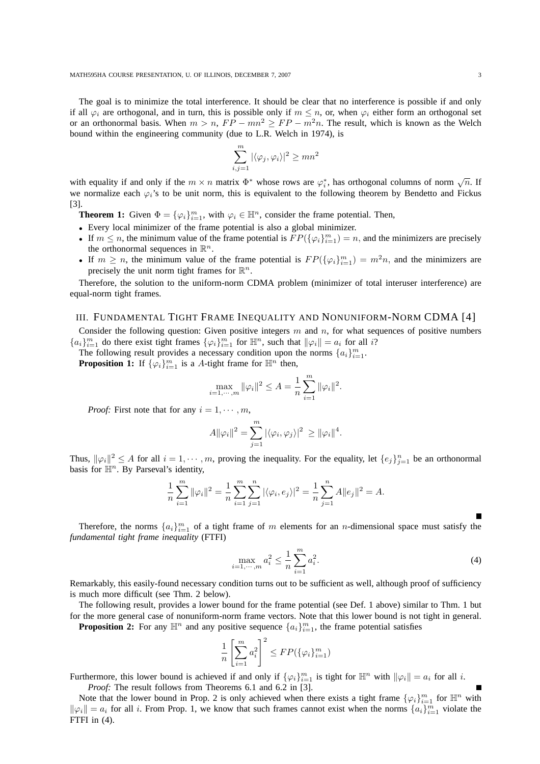The goal is to minimize the total interference. It should be clear that no interference is possible if and only if all $\varphi_i$ are orthogonal, and in turn, this is possible only if $m \leq n$, or, when $\varphi_i$ either form an orthogonal set or an orthonormal basis. When $m > n$, $FP - mn^2 \geq FP - m^2 n$. The result, which is known as the Welch bound within the engineering community (due to L.R. Welch in 1974), is

$$\sum_{i,j=1}^{m} |\langle \varphi_j, \varphi_i \rangle|^2 \geq mn^2$$

with equality if and only if the $m \times n$ matrix $\Phi^*$ whose rows are $\varphi_i^*$, has orthogonal columns of norm $\sqrt{n}$. If we normalize each $\varphi_i$'s to be unit norm, this is equivalent to the following theorem by Bendetto and Fickus [3].

**Theorem 1:** Given $\Phi = \{\varphi_i\}_{i=1}^m$, with $\varphi_i \in \mathbb{H}^n$, consider the frame potential. Then,

- Every local minimizer of the frame potential is also a global minimizer.
- If $m \leq n$, the minimum value of the frame potential is $FP(\{\varphi_i\}_{i=1}^m) = n$, and the minimizers are precisely the orthonormal sequences in $\mathbb{R}^n$.
- If $m \geq n$, the minimum value of the frame potential is $FP(\{\varphi_i\}_{i=1}^m) = m^2 n$, and the minimizers are precisely the unit norm tight frames for $\mathbb{R}^n$.

Therefore, the solution to the uniform-norm CDMA problem (minimizer of total interuser interference) are equal-norm tight frames.

## III. Fundamental Tight Frame Inequality and Nonuniform-Norm CDMA [4]

Consider the following question: Given positive integers $m$ and $n$, for what sequences of positive numbers $\{a_i\}_{i=1}^m$ do there exist tight frames $\{\varphi_i\}_{i=1}^m$ for $\mathbb{H}^n$, such that $\|\varphi_i\| = a_i$ for all $i$?

The following result provides a necessary condition upon the norms $\{a_i\}_{i=1}^m$.

**Proposition 1:** If $\{\varphi_i\}_{i=1}^m$ is a $A$-tight frame for $\mathbb{H}^n$ then,

$$\max_{i=1,\cdots,m} \|\varphi_i\|^2 \leq A = \frac{1}{n}\sum_{i=1}^{m} \|\varphi_i\|^2.$$

*Proof:* First note that for any $i = 1, \cdots, m$,

$$A\|\varphi_i\|^2 = \sum_{j=1}^{m} |\langle \varphi_i, \varphi_j \rangle|^2 \geq \|\varphi_i\|^4.$$

Thus, $\|\varphi_i\|^2 \leq A$ for all $i = 1, \cdots, m$, proving the inequality. For the equality, let $\{e_j\}_{j=1}^n$ be an orthonormal basis for $\mathbb{H}^n$. By Parseval's identity,

$$\frac{1}{n}\sum_{i=1}^{m} \|\varphi_i\|^2 = \frac{1}{n}\sum_{i=1}^{m}\sum_{j=1}^{n} |\langle \varphi_i, e_j \rangle|^2 = \frac{1}{n}\sum_{j=1}^{n} A\|e_j\|^2 = A.$$

■

Therefore, the norms $\{a_i\}_{i=1}^m$ of a tight frame of $m$ elements for an $n$-dimensional space must satisfy the *fundamental tight frame inequality* (FTFI)

$$\max_{i=1,\cdots,m} a_i^2 \leq \frac{1}{n}\sum_{i=1}^{m} a_i^2. \tag{4}$$

Remarkably, this easily-found necessary condition turns out to be sufficient as well, although proof of sufficiency is much more difficult (see Thm. 2 below).

The following result, provides a lower bound for the frame potential (see Def. 1 above) similar to Thm. 1 but for the more general case of nonuniform-norm frame vectors. Note that this lower bound is not tight in general.

**Proposition 2:** For any $\mathbb{H}^n$ and any positive sequence $\{a_i\}_{i=1}^m$, the frame potential satisfies

$$\frac{1}{n}\left[\sum_{i=1}^{m} a_i^2\right]^2 \leq FP(\{\varphi_i\}_{i=1}^m)$$

Furthermore, this lower bound is achieved if and only if $\{\varphi_i\}_{i=1}^m$ is tight for $\mathbb{H}^n$ with $\|\varphi_i\| = a_i$ for all $i$.

*Proof:* The result follows from Theorems 6.1 and 6.2 in [3]. ■

Note that the lower bound in Prop. 2 is only achieved when there exists a tight frame $\{\varphi_i\}_{i=1}^m$ for $\mathbb{H}^n$ with $\|\varphi_i\| = a_i$ for all $i$. From Prop. 1, we know that such frames cannot exist when the norms $\{a_i\}_{i=1}^m$ violate the FTFI in (4).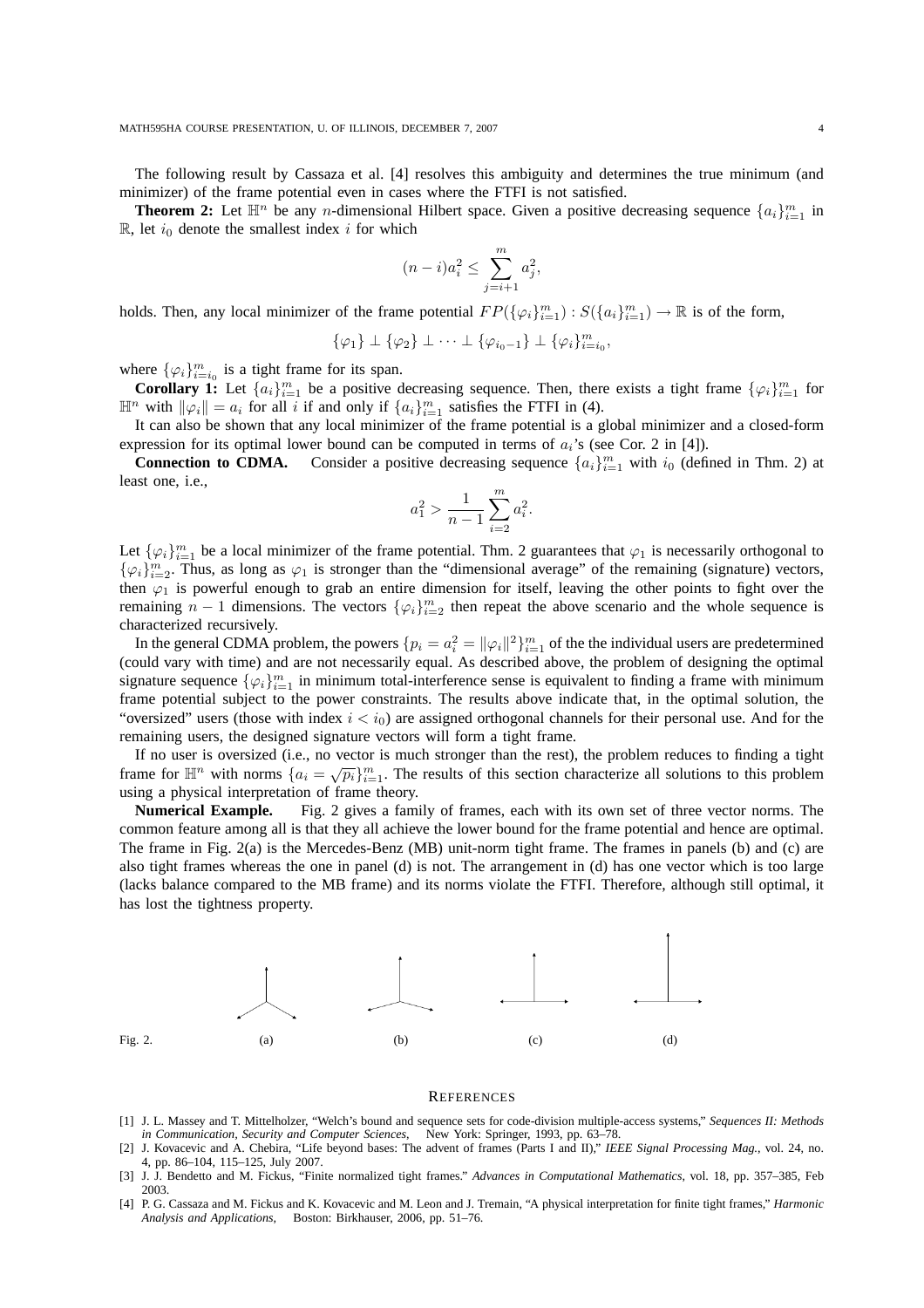The following result by Cassaza et al. [4] resolves this ambiguity and determines the true minimum (and minimizer) of the frame potential even in cases where the FTFI is not satisfied.

**Theorem 2:** Let $\mathbb{H}^n$ be any $n$-dimensional Hilbert space. Given a positive decreasing sequence $\{a_i\}_{i=1}^m$ in $\mathbb{R}$, let $i_0$ denote the smallest index $i$ for which

$$(n-i)a_i^2 \leq \sum_{j=i+1}^{m} a_j^2,$$

holds. Then, any local minimizer of the frame potential $FP(\{\varphi_i\}_{i=1}^m) : S(\{a_i\}_{i=1}^m) \to \mathbb{R}$ is of the form,

$$\{\varphi_1\} \perp \{\varphi_2\} \perp \cdots \perp \{\varphi_{i_0-1}\} \perp \{\varphi_i\}_{i=i_0}^m,$$

where $\{\varphi_i\}_{i=i_0}^m$ is a tight frame for its span.

**Corollary 1:** Let $\{a_i\}_{i=1}^m$ be a positive decreasing sequence. Then, there exists a tight frame $\{\varphi_i\}_{i=1}^m$ for $\mathbb{H}^n$ with $\|\varphi_i\| = a_i$ for all $i$ if and only if $\{a_i\}_{i=1}^m$ satisfies the FTFI in (4).

It can also be shown that any local minimizer of the frame potential is a global minimizer and a closed-form expression for its optimal lower bound can be computed in terms of $a_i$'s (see Cor. 2 in [4]).

**Connection to CDMA.** Consider a positive decreasing sequence $\{a_i\}_{i=1}^m$ with $i_0$ (defined in Thm. 2) at least one, i.e.,

$$a_1^2 > \frac{1}{n-1}\sum_{i=2}^{m} a_i^2.$$

Let $\{\varphi_i\}_{i=1}^m$ be a local minimizer of the frame potential. Thm. 2 guarantees that $\varphi_1$ is necessarily orthogonal to $\{\varphi_i\}_{i=2}^m$. Thus, as long as $\varphi_1$ is stronger than the "dimensional average" of the remaining (signature) vectors, then $\varphi_1$ is powerful enough to grab an entire dimension for itself, leaving the other points to fight over the remaining $n-1$ dimensions. The vectors $\{\varphi_i\}_{i=2}^m$ then repeat the above scenario and the whole sequence is characterized recursively.

In the general CDMA problem, the powers $\{p_i = a_i^2 = \|\varphi_i\|^2\}_{i=1}^m$ of the the individual users are predetermined (could vary with time) and are not necessarily equal. As described above, the problem of designing the optimal signature sequence $\{\varphi_i\}_{i=1}^m$ in minimum total-interference sense is equivalent to finding a frame with minimum frame potential subject to the power constraints. The results above indicate that, in the optimal solution, the "oversized" users (those with index $i < i_0$) are assigned orthogonal channels for their personal use. And for the remaining users, the designed signature vectors will form a tight frame.

If no user is oversized (i.e., no vector is much stronger than the rest), the problem reduces to finding a tight frame for $\mathbb{H}^n$ with norms $\{a_i = \sqrt{p_i}\}_{i=1}^m$. The results of this section characterize all solutions to this problem using a physical interpretation of frame theory.

**Numerical Example.** Fig. 2 gives a family of frames, each with its own set of three vector norms. The common feature among all is that they all achieve the lower bound for the frame potential and hence are optimal. The frame in Fig. 2(a) is the Mercedes-Benz (MB) unit-norm tight frame. The frames in panels (b) and (c) are also tight frames whereas the one in panel (d) is not. The arrangement in (d) has one vector which is too large (lacks balance compared to the MB frame) and its norms violate the FTFI. Therefore, although still optimal, it has lost the tightness property.

Fig. 2. (a) (b) (c) (d)

## References

[1] J. L. Massey and T. Mittelholzer, "Welch's bound and sequence sets for code-division multiple-access systems," *Sequences II: Methods in Communication, Security and Computer Sciences*, New York: Springer, 1993, pp. 63–78.

[2] J. Kovacevic and A. Chebira, "Life beyond bases: The advent of frames (Parts I and II)," *IEEE Signal Processing Mag.*, vol. 24, no. 4, pp. 86–104, 115–125, July 2007.

[3] J. J. Bendetto and M. Fickus, "Finite normalized tight frames." *Advances in Computational Mathematics*, vol. 18, pp. 357–385, Feb 2003.

[4] P. G. Cassaza and M. Fickus and K. Kovacevic and M. Leon and J. Tremain, "A physical interpretation for finite tight frames," *Harmonic Analysis and Applications*, Boston: Birkhauser, 2006, pp. 51–76.